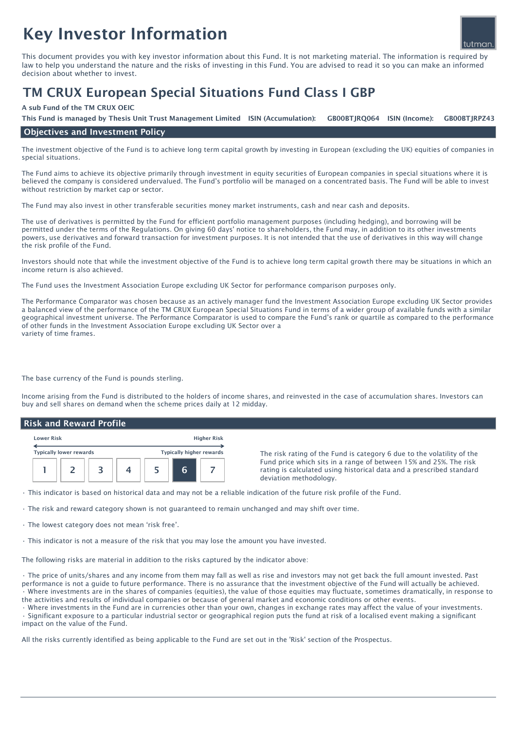# Key Investor Information

This document provides you with key investor information about this Fund. It is not marketing material. The information is required by law to help you understand the nature and the risks of investing in this Fund. You are advised to read it so you can make an informed decision about whether to invest.

# TM CRUX European Special Situations Fund Class I GBP

**A sub Fund of the TM CRUX OEIC**

**This Fund is managed by Thesis Unit Trust Management Limited** **ISIN (Accumulation): GB00BTJRQ064** **ISIN (Income): GB00BTJRPZ43**

## Objectives and Investment Policy

The investment objective of the Fund is to achieve long term capital growth by investing in European (excluding the UK) equities of companies in special situations.

The Fund aims to achieve its objective primarily through investment in equity securities of European companies in special situations where it is believed the company is considered undervalued. The Fund's portfolio will be managed on a concentrated basis. The Fund will be able to invest without restriction by market cap or sector.

The Fund may also invest in other transferable securities money market instruments, cash and near cash and deposits.

The use of derivatives is permitted by the Fund for efficient portfolio management purposes (including hedging), and borrowing will be permitted under the terms of the Regulations. On giving 60 days' notice to shareholders, the Fund may, in addition to its other investments powers, use derivatives and forward transaction for investment purposes. It is not intended that the use of derivatives in this way will change the risk profile of the Fund.

Investors should note that while the investment objective of the Fund is to achieve long term capital growth there may be situations in which an income return is also achieved.

The Fund uses the Investment Association Europe excluding UK Sector for performance comparison purposes only.

The Performance Comparator was chosen because as an actively manager fund the Investment Association Europe excluding UK Sector provides a balanced view of the performance of the TM CRUX European Special Situations Fund in terms of a wider group of available funds with a similar geographical investment universe. The Performance Comparator is used to compare the Fund's rank or quartile as compared to the performance of other funds in the Investment Association Europe excluding UK Sector over a
variety of time frames.

The base currency of the Fund is pounds sterling.

Income arising from the Fund is distributed to the holders of income shares, and reinvested in the case of accumulation shares. Investors can buy and sell shares on demand when the scheme prices daily at 12 midday.

## Risk and Reward Profile

Lower Risk — Higher Risk

Typically lower rewards — Typically higher rewards

1 2 3 4 5 **6** 7

The risk rating of the Fund is category 6 due to the volatility of the Fund price which sits in a range of between 15% and 25%. The risk rating is calculated using historical data and a prescribed standard deviation methodology.

- This indicator is based on historical data and may not be a reliable indication of the future risk profile of the Fund.
- The risk and reward category shown is not guaranteed to remain unchanged and may shift over time.
- The lowest category does not mean 'risk free'.
- This indicator is not a measure of the risk that you may lose the amount you have invested.

The following risks are material in addition to the risks captured by the indicator above:

- The price of units/shares and any income from them may fall as well as rise and investors may not get back the full amount invested. Past performance is not a guide to future performance. There is no assurance that the investment objective of the Fund will actually be achieved.
- Where investments are in the shares of companies (equities), the value of those equities may fluctuate, sometimes dramatically, in response to the activities and results of individual companies or because of general market and economic conditions or other events.
- Where investments in the Fund are in currencies other than your own, changes in exchange rates may affect the value of your investments.
- Significant exposure to a particular industrial sector or geographical region puts the fund at risk of a localised event making a significant impact on the value of the Fund.

All the risks currently identified as being applicable to the Fund are set out in the 'Risk' section of the Prospectus.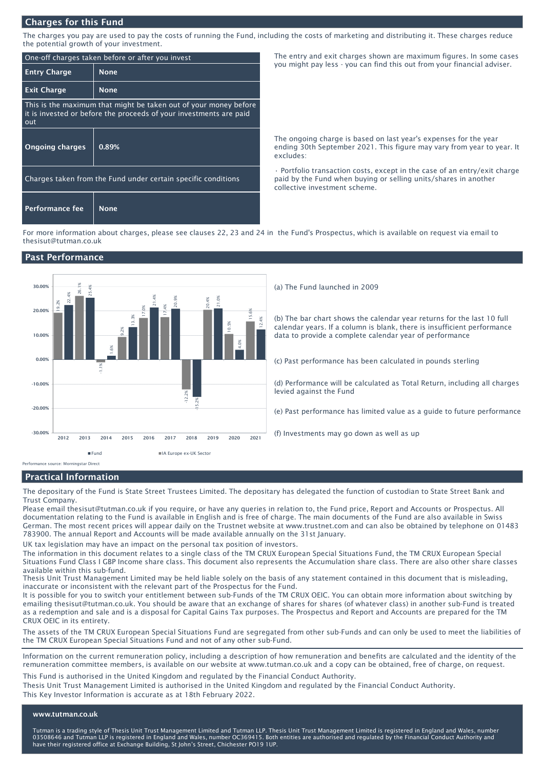## Charges for this Fund

The charges you pay are used to pay the costs of running the Fund, including the costs of marketing and distributing it. These charges reduce the potential growth of your investment.

| One-off charges taken before or after you invest | |
|---|---|
| **Entry Charge** | **None** |
| **Exit Charge** | **None** |
| This is the maximum that might be taken out of your money before it is invested or before the proceeds of your investments are paid out | |
| **Ongoing charges** | **0.89%** |
| Charges taken from the Fund under certain specific conditions | |
| **Performance fee** | **None** |

The entry and exit charges shown are maximum figures. In some cases you might pay less - you can find this out from your financial adviser.

The ongoing charge is based on last year's expenses for the year ending 30th September 2021. This figure may vary from year to year. It excludes:

- Portfolio transaction costs, except in the case of an entry/exit charge paid by the Fund when buying or selling units/shares in another collective investment scheme.

For more information about charges, please see clauses 22, 23 and 24 in the Fund's Prospectus, which is available on request via email to thesisut@tutman.co.uk

## Past Performance

30.00%
20.00%
10.00%
0.00%
-10.00%
-20.00%
-30.00%

19.2% 22.4% 26.1% 25.4% -1.1% 1.6% 9.2% 13.3% 17.0% 21.4% 17.4% 20.9% -12.2% -15.2% 20.4% 21.0% 10.5% 4.0% 15.6% 12.4%

2012 2013 2014 2015 2016 2017 2018 2019 2020 2021

Fund
IA Europe ex-UK Sector

Performance source: Morningstar Direct

(a) The Fund launched in 2009

(b) The bar chart shows the calendar year returns for the last 10 full calendar years. If a column is blank, there is insufficient performance data to provide a complete calendar year of performance

(c) Past performance has been calculated in pounds sterling

(d) Performance will be calculated as Total Return, including all charges levied against the Fund

(e) Past performance has limited value as a guide to future performance

(f) Investments may go down as well as up

## Practical Information

The depositary of the Fund is State Street Trustees Limited. The depositary has delegated the function of custodian to State Street Bank and Trust Company.

Please email thesisut@tutman.co.uk if you require, or have any queries in relation to, the Fund price, Report and Accounts or Prospectus. All documentation relating to the Fund is available in English and is free of charge. The main documents of the Fund are also available in Swiss German. The most recent prices will appear daily on the Trustnet website at www.trustnet.com and can also be obtained by telephone on 01483 783900. The annual Report and Accounts will be made available annually on the 31st January.

UK tax legislation may have an impact on the personal tax position of investors.

The information in this document relates to a single class of the TM CRUX European Special Situations Fund, the TM CRUX European Special Situations Fund Class I GBP Income share class. This document also represents the Accumulation share class. There are also other share classes available within this sub-fund.

Thesis Unit Trust Management Limited may be held liable solely on the basis of any statement contained in this document that is misleading, inaccurate or inconsistent with the relevant part of the Prospectus for the Fund.

It is possible for you to switch your entitlement between sub-Funds of the TM CRUX OEIC. You can obtain more information about switching by emailing thesisut@tutman.co.uk. You should be aware that an exchange of shares for shares (of whatever class) in another sub-Fund is treated as a redemption and sale and is a disposal for Capital Gains Tax purposes. The Prospectus and Report and Accounts are prepared for the TM CRUX OEIC in its entirety.

The assets of the TM CRUX European Special Situations Fund are segregated from other sub-Funds and can only be used to meet the liabilities of the TM CRUX European Special Situations Fund and not of any other sub-Fund.

Information on the current remuneration policy, including a description of how remuneration and benefits are calculated and the identity of the remuneration committee members, is available on our website at www.tutman.co.uk and a copy can be obtained, free of charge, on request.

This Fund is authorised in the United Kingdom and regulated by the Financial Conduct Authority.

Thesis Unit Trust Management Limited is authorised in the United Kingdom and regulated by the Financial Conduct Authority.

This Key Investor Information is accurate as at 18th February 2022.

**www.tutman.co.uk**

Tutman is a trading style of Thesis Unit Trust Management Limited and Tutman LLP. Thesis Unit Trust Management Limited is registered in England and Wales, number 03508646 and Tutman LLP is registered in England and Wales, number OC369415. Both entities are authorised and regulated by the Financial Conduct Authority and have their registered office at Exchange Building, St John's Street, Chichester PO19 1UP.